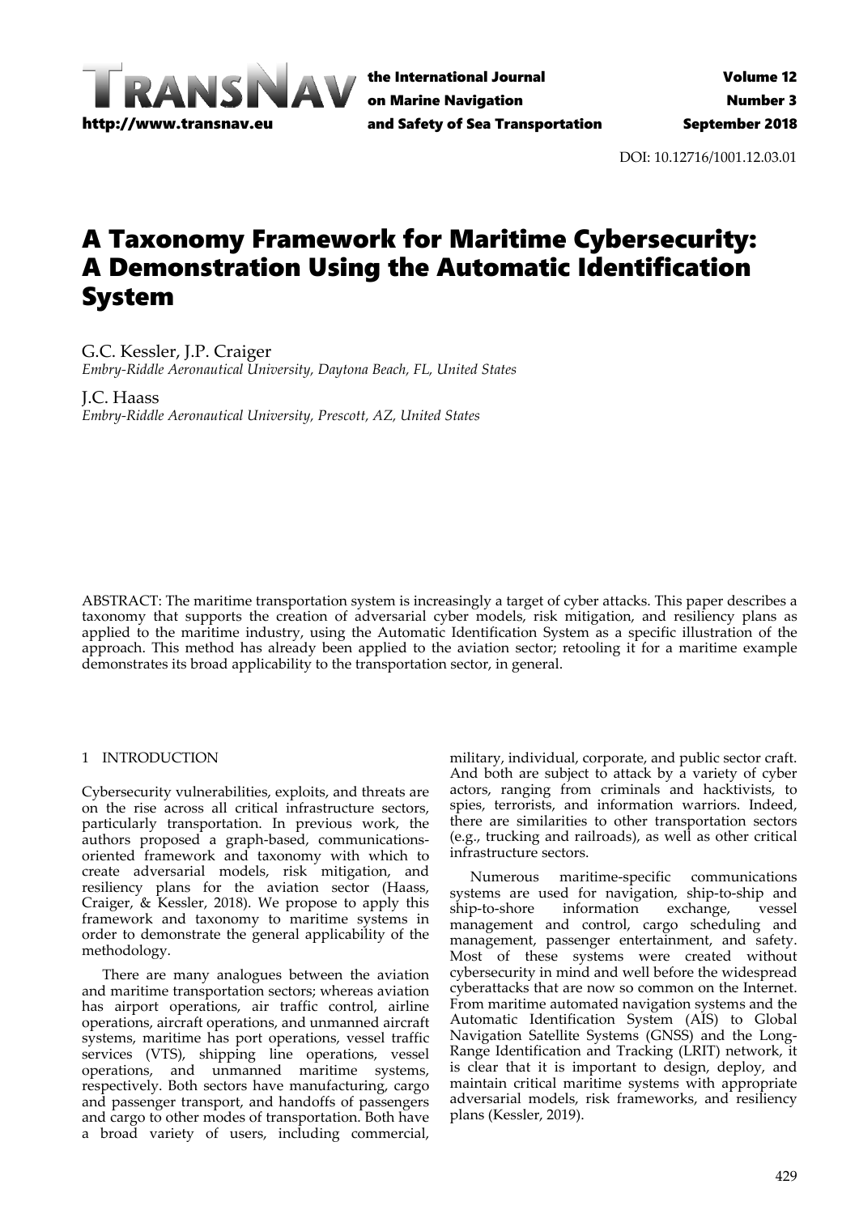DOI: 10.12716/1001.12.03.01

# A Taxonomy Framework for Maritime Cybersecurity: A Demonstration Using the Automatic Identification System

G.C. Kessler, J.P. Craiger
*Embry-Riddle Aeronautical University, Daytona Beach, FL, United States*

J.C. Haass
*Embry-Riddle Aeronautical University, Prescott, AZ, United States*

ABSTRACT: The maritime transportation system is increasingly a target of cyber attacks. This paper describes a taxonomy that supports the creation of adversarial cyber models, risk mitigation, and resiliency plans as applied to the maritime industry, using the Automatic Identification System as a specific illustration of the approach. This method has already been applied to the aviation sector; retooling it for a maritime example demonstrates its broad applicability to the transportation sector, in general.

## 1 INTRODUCTION

Cybersecurity vulnerabilities, exploits, and threats are on the rise across all critical infrastructure sectors, particularly transportation. In previous work, the authors proposed a graph-based, communications-oriented framework and taxonomy with which to create adversarial models, risk mitigation, and resiliency plans for the aviation sector (Haass, Craiger, & Kessler, 2018). We propose to apply this framework and taxonomy to maritime systems in order to demonstrate the general applicability of the methodology.

There are many analogues between the aviation and maritime transportation sectors; whereas aviation has airport operations, air traffic control, airline operations, aircraft operations, and unmanned aircraft systems, maritime has port operations, vessel traffic services (VTS), shipping line operations, vessel operations, and unmanned maritime systems, respectively. Both sectors have manufacturing, cargo and passenger transport, and handoffs of passengers and cargo to other modes of transportation. Both have a broad variety of users, including commercial, military, individual, corporate, and public sector craft. And both are subject to attack by a variety of cyber actors, ranging from criminals and hacktivists, to spies, terrorists, and information warriors. Indeed, there are similarities to other transportation sectors (e.g., trucking and railroads), as well as other critical infrastructure sectors.

Numerous maritime-specific communications systems are used for navigation, ship-to-ship and ship-to-shore information exchange, vessel management and control, cargo scheduling and management, passenger entertainment, and safety. Most of these systems were created without cybersecurity in mind and well before the widespread cyberattacks that are now so common on the Internet. From maritime automated navigation systems and the Automatic Identification System (AIS) to Global Navigation Satellite Systems (GNSS) and the Long-Range Identification and Tracking (LRIT) network, it is clear that it is important to design, deploy, and maintain critical maritime systems with appropriate adversarial models, risk frameworks, and resiliency plans (Kessler, 2019).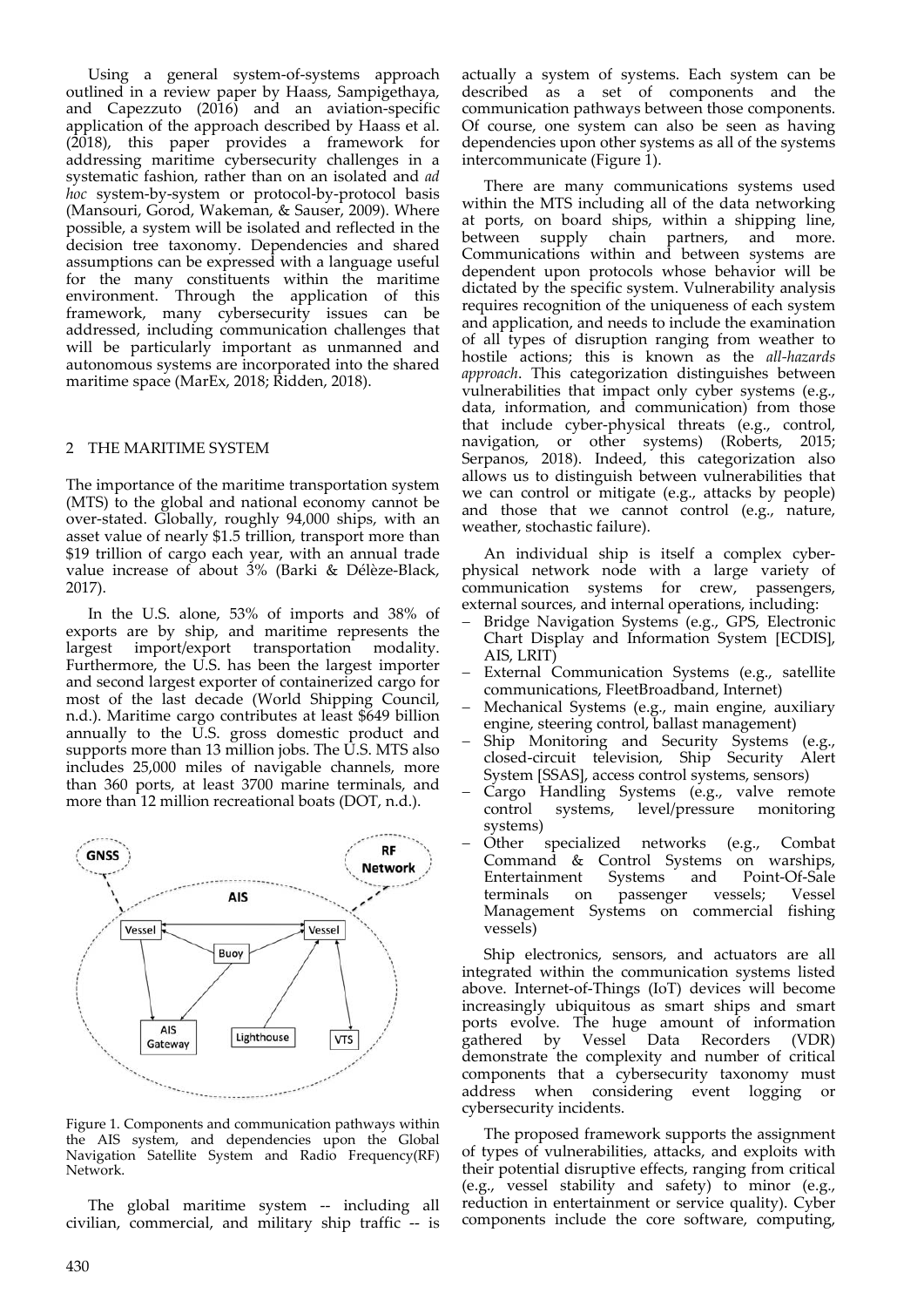Using a general system-of-systems approach outlined in a review paper by Haass, Sampigethaya, and Capezzuto (2016) and an aviation-specific application of the approach described by Haass et al. (2018), this paper provides a framework for addressing maritime cybersecurity challenges in a systematic fashion, rather than on an isolated and *ad hoc* system-by-system or protocol-by-protocol basis (Mansouri, Gorod, Wakeman, & Sauser, 2009). Where possible, a system will be isolated and reflected in the decision tree taxonomy. Dependencies and shared assumptions can be expressed with a language useful for the many constituents within the maritime environment. Through the application of this framework, many cybersecurity issues can be addressed, including communication challenges that will be particularly important as unmanned and autonomous systems are incorporated into the shared maritime space (MarEx, 2018; Ridden, 2018).

## 2 THE MARITIME SYSTEM

The importance of the maritime transportation system (MTS) to the global and national economy cannot be over-stated. Globally, roughly 94,000 ships, with an asset value of nearly $1.5 trillion, transport more than $19 trillion of cargo each year, with an annual trade value increase of about 3% (Barki & Délèze-Black, 2017).

In the U.S. alone, 53% of imports and 38% of exports are by ship, and maritime represents the largest import/export transportation modality. Furthermore, the U.S. has been the largest importer and second largest exporter of containerized cargo for most of the last decade (World Shipping Council, n.d.). Maritime cargo contributes at least $649 billion annually to the U.S. gross domestic product and supports more than 13 million jobs. The U.S. MTS also includes 25,000 miles of navigable channels, more than 360 ports, at least 3700 marine terminals, and more than 12 million recreational boats (DOT, n.d.).

Figure 1. Components and communication pathways within the AIS system, and dependencies upon the Global Navigation Satellite System and Radio Frequency(RF) Network.

The global maritime system -- including all civilian, commercial, and military ship traffic -- is actually a system of systems. Each system can be described as a set of components and the communication pathways between those components. Of course, one system can also be seen as having dependencies upon other systems as all of the systems intercommunicate (Figure 1).

There are many communications systems used within the MTS including all of the data networking at ports, on board ships, within a shipping line, between supply chain partners, and more. Communications within and between systems are dependent upon protocols whose behavior will be dictated by the specific system. Vulnerability analysis requires recognition of the uniqueness of each system and application, and needs to include the examination of all types of disruption ranging from weather to hostile actions; this is known as the *all-hazards approach*. This categorization distinguishes between vulnerabilities that impact only cyber systems (e.g., data, information, and communication) from those that include cyber-physical threats (e.g., control, navigation, or other systems) (Roberts, 2015; Serpanos, 2018). Indeed, this categorization also allows us to distinguish between vulnerabilities that we can control or mitigate (e.g., attacks by people) and those that we cannot control (e.g., nature, weather, stochastic failure).

An individual ship is itself a complex cyber-physical network node with a large variety of communication systems for crew, passengers, external sources, and internal operations, including:

- Bridge Navigation Systems (e.g., GPS, Electronic Chart Display and Information System [ECDIS], AIS, LRIT)
- External Communication Systems (e.g., satellite communications, FleetBroadband, Internet)
- Mechanical Systems (e.g., main engine, auxiliary engine, steering control, ballast management)
- Ship Monitoring and Security Systems (e.g., closed-circuit television, Ship Security Alert System [SSAS], access control systems, sensors)
- Cargo Handling Systems (e.g., valve remote control systems, level/pressure monitoring systems)
- Other specialized networks (e.g., Combat Command & Control Systems on warships, Entertainment Systems and Point-Of-Sale terminals on passenger vessels; Vessel Management Systems on commercial fishing vessels)

Ship electronics, sensors, and actuators are all integrated within the communication systems listed above. Internet-of-Things (IoT) devices will become increasingly ubiquitous as smart ships and smart ports evolve. The huge amount of information gathered by Vessel Data Recorders (VDR) demonstrate the complexity and number of critical components that a cybersecurity taxonomy must address when considering event logging or cybersecurity incidents.

The proposed framework supports the assignment of types of vulnerabilities, attacks, and exploits with their potential disruptive effects, ranging from critical (e.g., vessel stability and safety) to minor (e.g., reduction in entertainment or service quality). Cyber components include the core software, computing,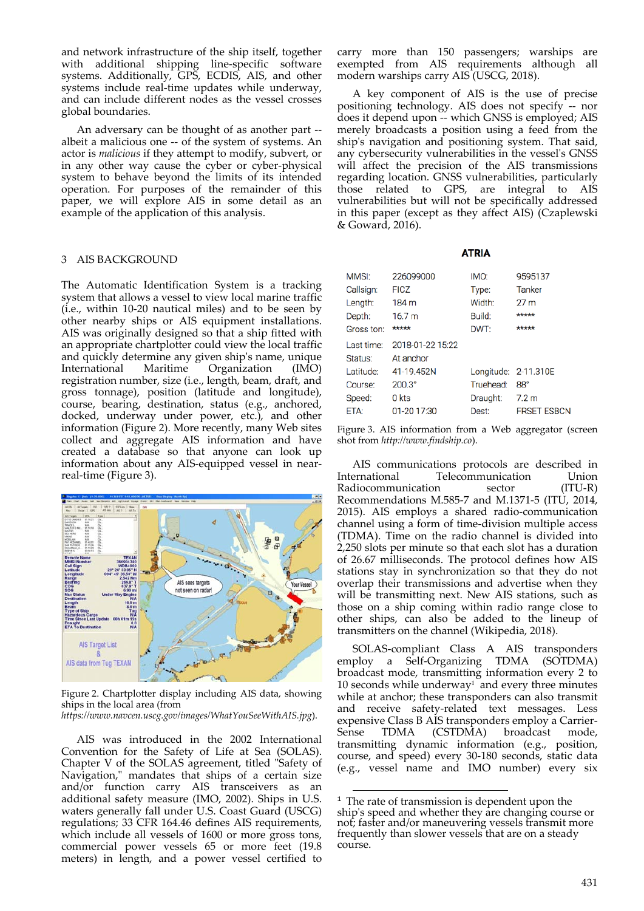and network infrastructure of the ship itself, together with additional shipping line-specific software systems. Additionally, GPS, ECDIS, AIS, and other systems include real-time updates while underway, and can include different nodes as the vessel crosses global boundaries.

An adversary can be thought of as another part -- albeit a malicious one -- of the system of systems. An actor is *malicious* if they attempt to modify, subvert, or in any other way cause the cyber or cyber-physical system to behave beyond the limits of its intended operation. For purposes of the remainder of this paper, we will explore AIS in some detail as an example of the application of this analysis.

## 3 AIS BACKGROUND

The Automatic Identification System is a tracking system that allows a vessel to view local marine traffic (i.e., within 10-20 nautical miles) and to be seen by other nearby ships or AIS equipment installations. AIS was originally designed so that a ship fitted with an appropriate chartplotter could view the local traffic and quickly determine any given ship's name, unique International Maritime Organization (IMO) registration number, size (i.e., length, beam, draft, and gross tonnage), position (latitude and longitude), course, bearing, destination, status (e.g., anchored, docked, underway under power, etc.), and other information (Figure 2). More recently, many Web sites collect and aggregate AIS information and have created a database so that anyone can look up information about any AIS-equipped vessel in near-real-time (Figure 3).

Figure 2. Chartplotter display including AIS data, showing ships in the local area (from *https://www.navcen.uscg.gov/images/WhatYouSeeWithAIS.jpg*).

AIS was introduced in the 2002 International Convention for the Safety of Life at Sea (SOLAS). Chapter V of the SOLAS agreement, titled "Safety of Navigation," mandates that ships of a certain size and/or function carry AIS transceivers as an additional safety measure (IMO, 2002). Ships in U.S. waters generally fall under U.S. Coast Guard (USCG) regulations; 33 CFR 164.46 defines AIS requirements, which include all vessels of 1600 or more gross tons, commercial power vessels 65 or more feet (19.8 meters) in length, and a power vessel certified to carry more than 150 passengers; warships are exempted from AIS requirements although all modern warships carry AIS (USCG, 2018).

A key component of AIS is the use of precise positioning technology. AIS does not specify -- nor does it depend upon -- which GNSS is employed; AIS merely broadcasts a position using a feed from the ship's navigation and positioning system. That said, any cybersecurity vulnerabilities in the vessel's GNSS will affect the precision of the AIS transmissions regarding location. GNSS vulnerabilities, particularly those related to GPS, are integral to AIS vulnerabilities but will not be specifically addressed in this paper (except as they affect AIS) (Czaplewski & Goward, 2016).

**ATRIA**

| | | | |
|---|---|---|---|
| MMSI: | 226099000 | IMO: | 9595137 |
| Callsign: | FICZ | Type: | Tanker |
| Length: | 184 m | Width: | 27 m |
| Depth: | 16.7 m | Build: | ***** |
| Gross ton: | ***** | DWT: | ***** |
| Last time: | 2018-01-22 15:22 | | |
| Status: | At anchor | | |
| Latitude: | 41-19.452N | Longitude: | 2-11.310E |
| Course: | 200.3° | Truehead: | 88° |
| Speed: | 0 kts | Draught: | 7.2 m |
| ETA: | 01-20 17:30 | Dest: | FRSET ESBCN |

Figure 3. AIS information from a Web aggregator (screen shot from *http://www.findship.co*).

AIS communications protocols are described in International Telecommunication Union Radiocommunication sector (ITU-R) Recommendations M.585-7 and M.1371-5 (ITU, 2014, 2015). AIS employs a shared radio-communication channel using a form of time-division multiple access (TDMA). Time on the radio channel is divided into 2,250 slots per minute so that each slot has a duration of 26.67 milliseconds. The protocol defines how AIS stations stay in synchronization so that they do not overlap their transmissions and advertise when they will be transmitting next. New AIS stations, such as those on a ship coming within radio range close to other ships, can also be added to the lineup of transmitters on the channel (Wikipedia, 2018).

SOLAS-compliant Class A AIS transponders employ a Self-Organizing TDMA (SOTDMA) broadcast mode, transmitting information every 2 to 10 seconds while underway[1] and every three minutes while at anchor; these transponders can also transmit and receive safety-related text messages. Less expensive Class B AIS transponders employ a Carrier-Sense TDMA (CSTDMA) broadcast mode, transmitting dynamic information (e.g., position, course, and speed) every 30-180 seconds, static data (e.g., vessel name and IMO number) every six

[1] The rate of transmission is dependent upon the ship's speed and whether they are changing course or not; faster and/or maneuvering vessels transmit more frequently than slower vessels that are on a steady course.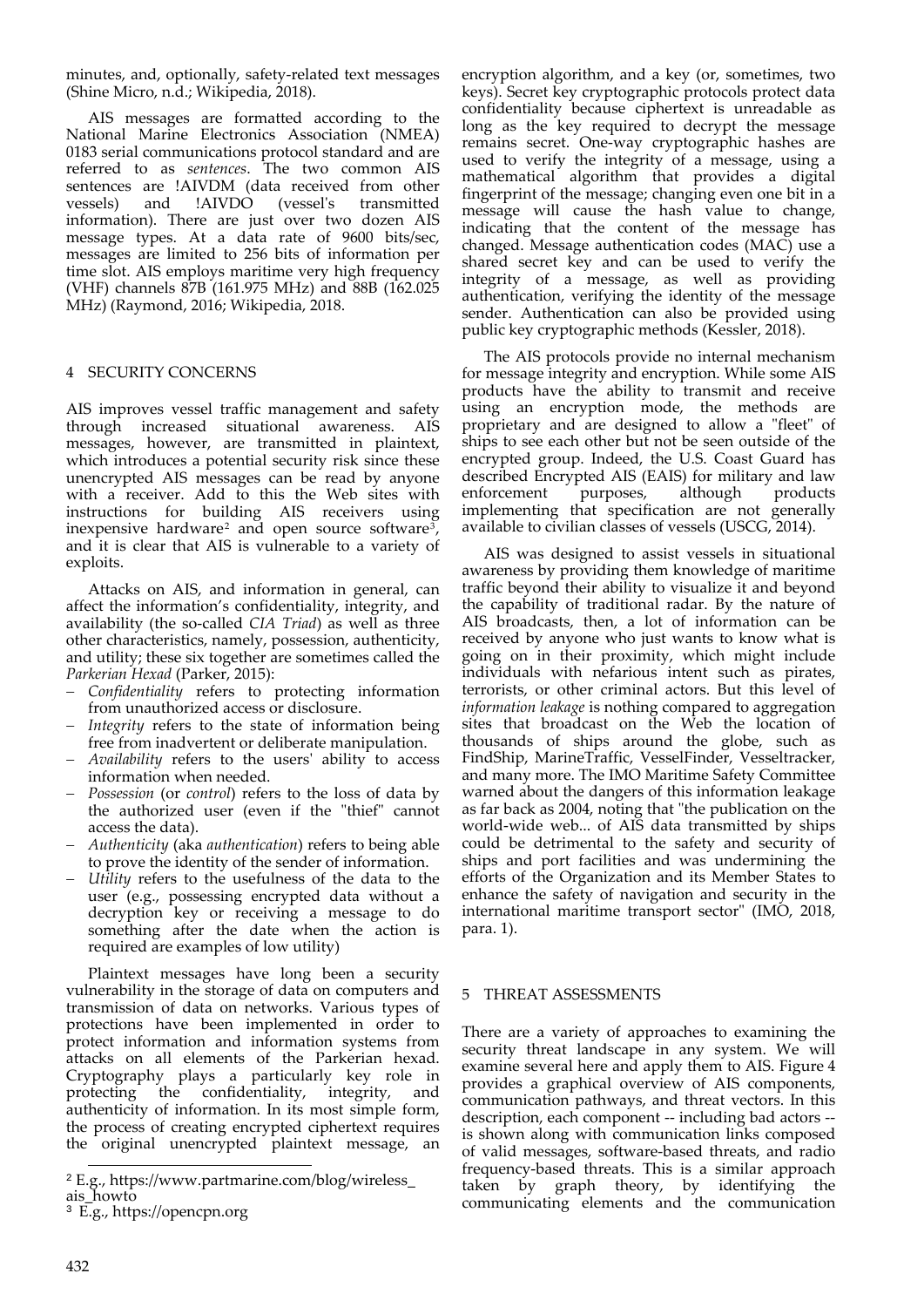minutes, and, optionally, safety-related text messages (Shine Micro, n.d.; Wikipedia, 2018).

AIS messages are formatted according to the National Marine Electronics Association (NMEA) 0183 serial communications protocol standard and are referred to as *sentences*. The two common AIS sentences are !AIVDM (data received from other vessels) and !AIVDO (vessel's transmitted information). There are just over two dozen AIS message types. At a data rate of 9600 bits/sec, messages are limited to 256 bits of information per time slot. AIS employs maritime very high frequency (VHF) channels 87B (161.975 MHz) and 88B (162.025 MHz) (Raymond, 2016; Wikipedia, 2018.

## 4 SECURITY CONCERNS

AIS improves vessel traffic management and safety through increased situational awareness. AIS messages, however, are transmitted in plaintext, which introduces a potential security risk since these unencrypted AIS messages can be read by anyone with a receiver. Add to this the Web sites with instructions for building AIS receivers using inexpensive hardware[2] and open source software[3], and it is clear that AIS is vulnerable to a variety of exploits.

Attacks on AIS, and information in general, can affect the information's confidentiality, integrity, and availability (the so-called *CIA Triad*) as well as three other characteristics, namely, possession, authenticity, and utility; these six together are sometimes called the *Parkerian Hexad* (Parker, 2015):

- *Confidentiality* refers to protecting information from unauthorized access or disclosure.
- *Integrity* refers to the state of information being free from inadvertent or deliberate manipulation.
- *Availability* refers to the users' ability to access information when needed.
- *Possession* (or *control*) refers to the loss of data by the authorized user (even if the "thief" cannot access the data).
- *Authenticity* (aka *authentication*) refers to being able to prove the identity of the sender of information.
- *Utility* refers to the usefulness of the data to the user (e.g., possessing encrypted data without a decryption key or receiving a message to do something after the date when the action is required are examples of low utility)

Plaintext messages have long been a security vulnerability in the storage of data on computers and transmission of data on networks. Various types of protections have been implemented in order to protect information and information systems from attacks on all elements of the Parkerian hexad. Cryptography plays a particularly key role in protecting the confidentiality, integrity, and authenticity of information. In its most simple form, the process of creating encrypted ciphertext requires the original unencrypted plaintext message, an encryption algorithm, and a key (or, sometimes, two keys). Secret key cryptographic protocols protect data confidentiality because ciphertext is unreadable as long as the key required to decrypt the message remains secret. One-way cryptographic hashes are used to verify the integrity of a message, using a mathematical algorithm that provides a digital fingerprint of the message; changing even one bit in a message will cause the hash value to change, indicating that the content of the message has changed. Message authentication codes (MAC) use a shared secret key and can be used to verify the integrity of a message, as well as providing authentication, verifying the identity of the message sender. Authentication can also be provided using public key cryptographic methods (Kessler, 2018).

The AIS protocols provide no internal mechanism for message integrity and encryption. While some AIS products have the ability to transmit and receive using an encryption mode, the methods are proprietary and are designed to allow a "fleet" of ships to see each other but not be seen outside of the encrypted group. Indeed, the U.S. Coast Guard has described Encrypted AIS (EAIS) for military and law enforcement purposes, although products implementing that specification are not generally available to civilian classes of vessels (USCG, 2014).

AIS was designed to assist vessels in situational awareness by providing them knowledge of maritime traffic beyond their ability to visualize it and beyond the capability of traditional radar. By the nature of AIS broadcasts, then, a lot of information can be received by anyone who just wants to know what is going on in their proximity, which might include individuals with nefarious intent such as pirates, terrorists, or other criminal actors. But this level of *information leakage* is nothing compared to aggregation sites that broadcast on the Web the location of thousands of ships around the globe, such as FindShip, MarineTraffic, VesselFinder, Vesseltracker, and many more. The IMO Maritime Safety Committee warned about the dangers of this information leakage as far back as 2004, noting that "the publication on the world-wide web... of AIS data transmitted by ships could be detrimental to the safety and security of ships and port facilities and was undermining the efforts of the Organization and its Member States to enhance the safety of navigation and security in the international maritime transport sector" (IMO, 2018, para. 1).

## 5 THREAT ASSESSMENTS

There are a variety of approaches to examining the security threat landscape in any system. We will examine several here and apply them to AIS. Figure 4 provides a graphical overview of AIS components, communication pathways, and threat vectors. In this description, each component -- including bad actors -- is shown along with communication links composed of valid messages, software-based threats, and radio frequency-based threats. This is a similar approach taken by graph theory, by identifying the communicating elements and the communication

---

[2] E.g., https://www.partmarine.com/blog/wireless_ais_howto

[3] E.g., https://opencpn.org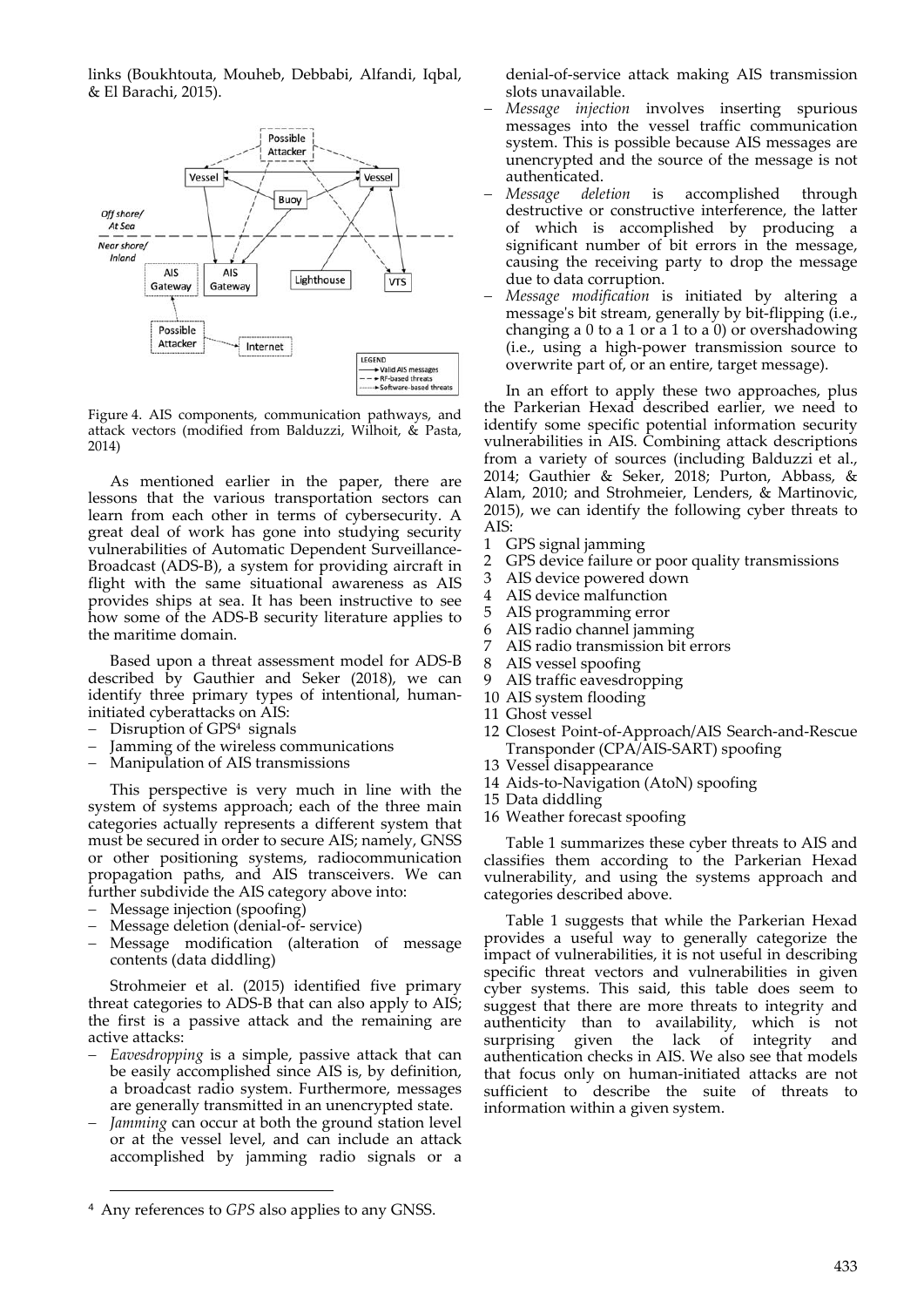links (Boukhtouta, Mouheb, Debbabi, Alfandi, Iqbal, & El Barachi, 2015).

Figure 4. AIS components, communication pathways, and attack vectors (modified from Balduzzi, Wilhoit, & Pasta, 2014)

As mentioned earlier in the paper, there are lessons that the various transportation sectors can learn from each other in terms of cybersecurity. A great deal of work has gone into studying security vulnerabilities of Automatic Dependent Surveillance-Broadcast (ADS-B), a system for providing aircraft in flight with the same situational awareness as AIS provides ships at sea. It has been instructive to see how some of the ADS-B security literature applies to the maritime domain.

Based upon a threat assessment model for ADS-B described by Gauthier and Seker (2018), we can identify three primary types of intentional, human-initiated cyberattacks on AIS:

- Disruption of GPS[4] signals
- Jamming of the wireless communications
- Manipulation of AIS transmissions

This perspective is very much in line with the system of systems approach; each of the three main categories actually represents a different system that must be secured in order to secure AIS; namely, GNSS or other positioning systems, radiocommunication propagation paths, and AIS transceivers. We can further subdivide the AIS category above into:

- Message injection (spoofing)
- Message deletion (denial-of- service)
- Message modification (alteration of message contents (data diddling)

Strohmeier et al. (2015) identified five primary threat categories to ADS-B that can also apply to AIS; the first is a passive attack and the remaining are active attacks:

- *Eavesdropping* is a simple, passive attack that can be easily accomplished since AIS is, by definition, a broadcast radio system. Furthermore, messages are generally transmitted in an unencrypted state.
- *Jamming* can occur at both the ground station level or at the vessel level, and can include an attack accomplished by jamming radio signals or a denial-of-service attack making AIS transmission slots unavailable.
- *Message injection* involves inserting spurious messages into the vessel traffic communication system. This is possible because AIS messages are unencrypted and the source of the message is not authenticated.
- *Message deletion* is accomplished through destructive or constructive interference, the latter of which is accomplished by producing a significant number of bit errors in the message, causing the receiving party to drop the message due to data corruption.
- *Message modification* is initiated by altering a message's bit stream, generally by bit-flipping (i.e., changing a 0 to a 1 or a 1 to a 0) or overshadowing (i.e., using a high-power transmission source to overwrite part of, or an entire, target message).

In an effort to apply these two approaches, plus the Parkerian Hexad described earlier, we need to identify some specific potential information security vulnerabilities in AIS. Combining attack descriptions from a variety of sources (including Balduzzi et al., 2014; Gauthier & Seker, 2018; Purton, Abbass, & Alam, 2010; and Strohmeier, Lenders, & Martinovic, 2015), we can identify the following cyber threats to AIS:

1. GPS signal jamming
2. GPS device failure or poor quality transmissions
3. AIS device powered down
4. AIS device malfunction
5. AIS programming error
6. AIS radio channel jamming
7. AIS radio transmission bit errors
8. AIS vessel spoofing
9. AIS traffic eavesdropping
10. AIS system flooding
11. Ghost vessel
12. Closest Point-of-Approach/AIS Search-and-Rescue Transponder (CPA/AIS-SART) spoofing
13. Vessel disappearance
14. Aids-to-Navigation (AtoN) spoofing
15. Data diddling
16. Weather forecast spoofing

Table 1 summarizes these cyber threats to AIS and classifies them according to the Parkerian Hexad vulnerability, and using the systems approach and categories described above.

Table 1 suggests that while the Parkerian Hexad provides a useful way to generally categorize the impact of vulnerabilities, it is not useful in describing specific threat vectors and vulnerabilities in given cyber systems. This said, this table does seem to suggest that there are more threats to integrity and authenticity than to availability, which is not surprising given the lack of integrity and authentication checks in AIS. We also see that models that focus only on human-initiated attacks are not sufficient to describe the suite of threats to information within a given system.

[4] Any references to *GPS* also applies to any GNSS.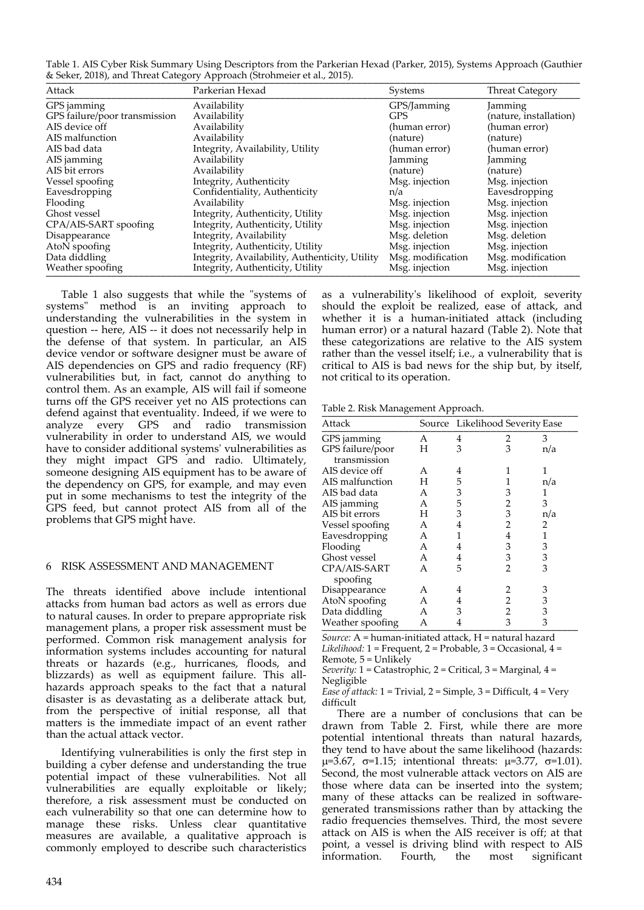Table 1. AIS Cyber Risk Summary Using Descriptors from the Parkerian Hexad (Parker, 2015), Systems Approach (Gauthier & Seker, 2018), and Threat Category Approach (Strohmeier et al., 2015).

| Attack | Parkerian Hexad | Systems | Threat Category |
|---|---|---|---|
| GPS jamming | Availability | GPS/Jamming | Jamming |
| GPS failure/poor transmission | Availability | GPS | (nature, installation) |
| AIS device off | Availability | (human error) | (human error) |
| AIS malfunction | Availability | (nature) | (nature) |
| AIS bad data | Integrity, Availability, Utility | (human error) | (human error) |
| AIS jamming | Availability | Jamming | Jamming |
| AIS bit errors | Availability | (nature) | (nature) |
| Vessel spoofing | Integrity, Authenticity | Msg. injection | Msg. injection |
| Eavesdropping | Confidentiality, Authenticity | n/a | Eavesdropping |
| Flooding | Availability | Msg. injection | Msg. injection |
| Ghost vessel | Integrity, Authenticity, Utility | Msg. injection | Msg. injection |
| CPA/AIS-SART spoofing | Integrity, Authenticity, Utility | Msg. injection | Msg. injection |
| Disappearance | Integrity, Availability | Msg. deletion | Msg. deletion |
| AtoN spoofing | Integrity, Authenticity, Utility | Msg. injection | Msg. injection |
| Data diddling | Integrity, Availability, Authenticity, Utility | Msg. modification | Msg. modification |
| Weather spoofing | Integrity, Authenticity, Utility | Msg. injection | Msg. injection |

Table 1 also suggests that while the "systems of systems" method is an inviting approach to understanding the vulnerabilities in the system in question -- here, AIS -- it does not necessarily help in the defense of that system. In particular, an AIS device vendor or software designer must be aware of AIS dependencies on GPS and radio frequency (RF) vulnerabilities but, in fact, cannot do anything to control them. As an example, AIS will fail if someone turns off the GPS receiver yet no AIS protections can defend against that eventuality. Indeed, if we were to analyze every GPS and radio transmission vulnerability in order to understand AIS, we would have to consider additional systems' vulnerabilities as they might impact GPS and radio. Ultimately, someone designing AIS equipment has to be aware of the dependency on GPS, for example, and may even put in some mechanisms to test the integrity of the GPS feed, but cannot protect AIS from all of the problems that GPS might have.

## 6 RISK ASSESSMENT AND MANAGEMENT

The threats identified above include intentional attacks from human bad actors as well as errors due to natural causes. In order to prepare appropriate risk management plans, a proper risk assessment must be performed. Common risk management analysis for information systems includes accounting for natural threats or hazards (e.g., hurricanes, floods, and blizzards) as well as equipment failure. This all-hazards approach speaks to the fact that a natural disaster is as devastating as a deliberate attack but, from the perspective of initial response, all that matters is the immediate impact of an event rather than the actual attack vector.

Identifying vulnerabilities is only the first step in building a cyber defense and understanding the true potential impact of these vulnerabilities. Not all vulnerabilities are equally exploitable or likely; therefore, a risk assessment must be conducted on each vulnerability so that one can determine how to manage these risks. Unless clear quantitative measures are available, a qualitative approach is commonly employed to describe such characteristics as a vulnerability's likelihood of exploit, severity should the exploit be realized, ease of attack, and whether it is a human-initiated attack (including human error) or a natural hazard (Table 2). Note that these categorizations are relative to the AIS system rather than the vessel itself; i.e., a vulnerability that is critical to AIS is bad news for the ship but, by itself, not critical to its operation.

Table 2. Risk Management Approach.

| Attack | Source | Likelihood | Severity | Ease |
|---|---|---|---|---|
| GPS jamming | A | 4 | 2 | 3 |
| GPS failure/poor transmission | H | 3 | 3 | n/a |
| AIS device off | A | 4 | 1 | 1 |
| AIS malfunction | H | 5 | 1 | n/a |
| AIS bad data | A | 3 | 3 | 1 |
| AIS jamming | A | 5 | 2 | 3 |
| AIS bit errors | H | 3 | 3 | n/a |
| Vessel spoofing | A | 4 | 2 | 2 |
| Eavesdropping | A | 1 | 4 | 1 |
| Flooding | A | 4 | 3 | 3 |
| Ghost vessel | A | 4 | 3 | 3 |
| CPA/AIS-SART spoofing | A | 5 | 2 | 3 |
| Disappearance | A | 4 | 2 | 3 |
| AtoN spoofing | A | 4 | 2 | 3 |
| Data diddling | A | 3 | 2 | 3 |
| Weather spoofing | A | 4 | 3 | 3 |

*Source:* A = human-initiated attack, H = natural hazard
*Likelihood:* 1 = Frequent, 2 = Probable, 3 = Occasional, 4 = Remote, 5 = Unlikely
*Severity:* 1 = Catastrophic, 2 = Critical, 3 = Marginal, 4 = Negligible
*Ease of attack:* 1 = Trivial, 2 = Simple, 3 = Difficult, 4 = Very difficult

There are a number of conclusions that can be drawn from Table 2. First, while there are more potential intentional threats than natural hazards, they tend to have about the same likelihood (hazards: $\mu$=3.67, $\sigma$=1.15; intentional threats: $\mu$=3.77, $\sigma$=1.01). Second, the most vulnerable attack vectors on AIS are those where data can be inserted into the system; many of these attacks can be realized in software-generated transmissions rather than by attacking the radio frequencies themselves. Third, the most severe attack on AIS is when the AIS receiver is off; at that point, a vessel is driving blind with respect to AIS information. Fourth, the most significant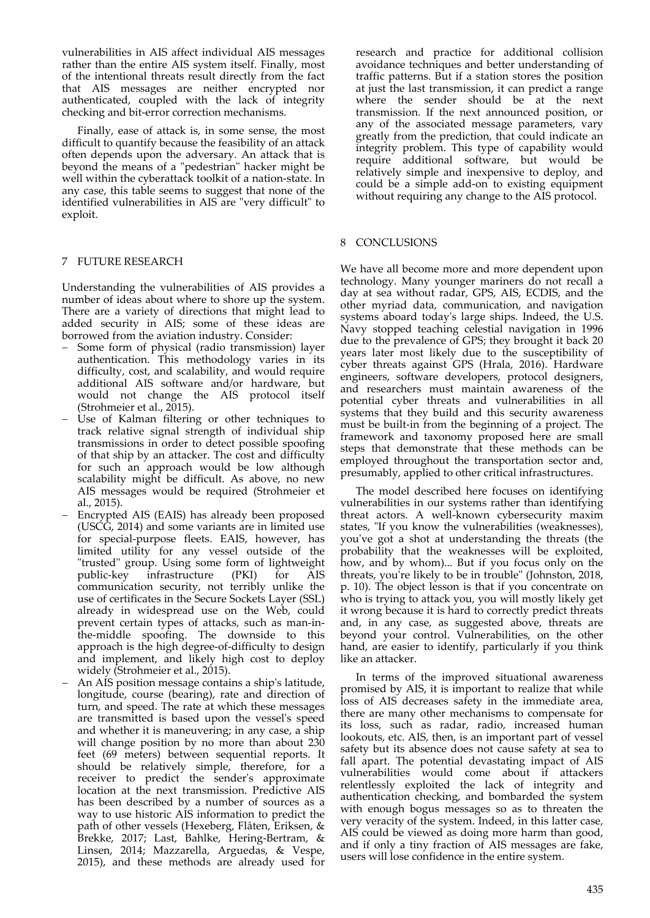vulnerabilities in AIS affect individual AIS messages rather than the entire AIS system itself. Finally, most of the intentional threats result directly from the fact that AIS messages are neither encrypted nor authenticated, coupled with the lack of integrity checking and bit-error correction mechanisms.

Finally, ease of attack is, in some sense, the most difficult to quantify because the feasibility of an attack often depends upon the adversary. An attack that is beyond the means of a "pedestrian" hacker might be well within the cyberattack toolkit of a nation-state. In any case, this table seems to suggest that none of the identified vulnerabilities in AIS are "very difficult" to exploit.

## 7 FUTURE RESEARCH

Understanding the vulnerabilities of AIS provides a number of ideas about where to shore up the system. There are a variety of directions that might lead to added security in AIS; some of these ideas are borrowed from the aviation industry. Consider:

- Some form of physical (radio transmission) layer authentication. This methodology varies in its difficulty, cost, and scalability, and would require additional AIS software and/or hardware, but would not change the AIS protocol itself (Strohmeier et al., 2015).
- Use of Kalman filtering or other techniques to track relative signal strength of individual ship transmissions in order to detect possible spoofing of that ship by an attacker. The cost and difficulty for such an approach would be low although scalability might be difficult. As above, no new AIS messages would be required (Strohmeier et al., 2015).
- Encrypted AIS (EAIS) has already been proposed (USCG, 2014) and some variants are in limited use for special-purpose fleets. EAIS, however, has limited utility for any vessel outside of the "trusted" group. Using some form of lightweight public-key infrastructure (PKI) for AIS communication security, not terribly unlike the use of certificates in the Secure Sockets Layer (SSL) already in widespread use on the Web, could prevent certain types of attacks, such as man-in-the-middle spoofing. The downside to this approach is the high degree-of-difficulty to design and implement, and likely high cost to deploy widely (Strohmeier et al., 2015).
- An AIS position message contains a ship's latitude, longitude, course (bearing), rate and direction of turn, and speed. The rate at which these messages are transmitted is based upon the vessel's speed and whether it is maneuvering; in any case, a ship will change position by no more than about 230 feet (69 meters) between sequential reports. It should be relatively simple, therefore, for a receiver to predict the sender's approximate location at the next transmission. Predictive AIS has been described by a number of sources as a way to use historic AIS information to predict the path of other vessels (Hexeberg, Flåten, Eriksen, & Brekke, 2017; Last, Bahlke, Hering-Bertram, & Linsen, 2014; Mazzarella, Arguedas, & Vespe, 2015), and these methods are already used for research and practice for additional collision avoidance techniques and better understanding of traffic patterns. But if a station stores the position at just the last transmission, it can predict a range where the sender should be at the next transmission. If the next announced position, or any of the associated message parameters, vary greatly from the prediction, that could indicate an integrity problem. This type of capability would require additional software, but would be relatively simple and inexpensive to deploy, and could be a simple add-on to existing equipment without requiring any change to the AIS protocol.

## 8 CONCLUSIONS

We have all become more and more dependent upon technology. Many younger mariners do not recall a day at sea without radar, GPS, AIS, ECDIS, and the other myriad data, communication, and navigation systems aboard today's large ships. Indeed, the U.S. Navy stopped teaching celestial navigation in 1996 due to the prevalence of GPS; they brought it back 20 years later most likely due to the susceptibility of cyber threats against GPS (Hrala, 2016). Hardware engineers, software developers, protocol designers, and researchers must maintain awareness of the potential cyber threats and vulnerabilities in all systems that they build and this security awareness must be built-in from the beginning of a project. The framework and taxonomy proposed here are small steps that demonstrate that these methods can be employed throughout the transportation sector and, presumably, applied to other critical infrastructures.

The model described here focuses on identifying vulnerabilities in our systems rather than identifying threat actors. A well-known cybersecurity maxim states, "If you know the vulnerabilities (weaknesses), you've got a shot at understanding the threats (the probability that the weaknesses will be exploited, how, and by whom)... But if you focus only on the threats, you're likely to be in trouble" (Johnston, 2018, p. 10). The object lesson is that if you concentrate on who is trying to attack you, you will mostly likely get it wrong because it is hard to correctly predict threats and, in any case, as suggested above, threats are beyond your control. Vulnerabilities, on the other hand, are easier to identify, particularly if you think like an attacker.

In terms of the improved situational awareness promised by AIS, it is important to realize that while loss of AIS decreases safety in the immediate area, there are many other mechanisms to compensate for its loss, such as radar, radio, increased human lookouts, etc. AIS, then, is an important part of vessel safety but its absence does not cause safety at sea to fall apart. The potential devastating impact of AIS vulnerabilities would come about if attackers relentlessly exploited the lack of integrity and authentication checking, and bombarded the system with enough bogus messages so as to threaten the very veracity of the system. Indeed, in this latter case, AIS could be viewed as doing more harm than good, and if only a tiny fraction of AIS messages are fake, users will lose confidence in the entire system.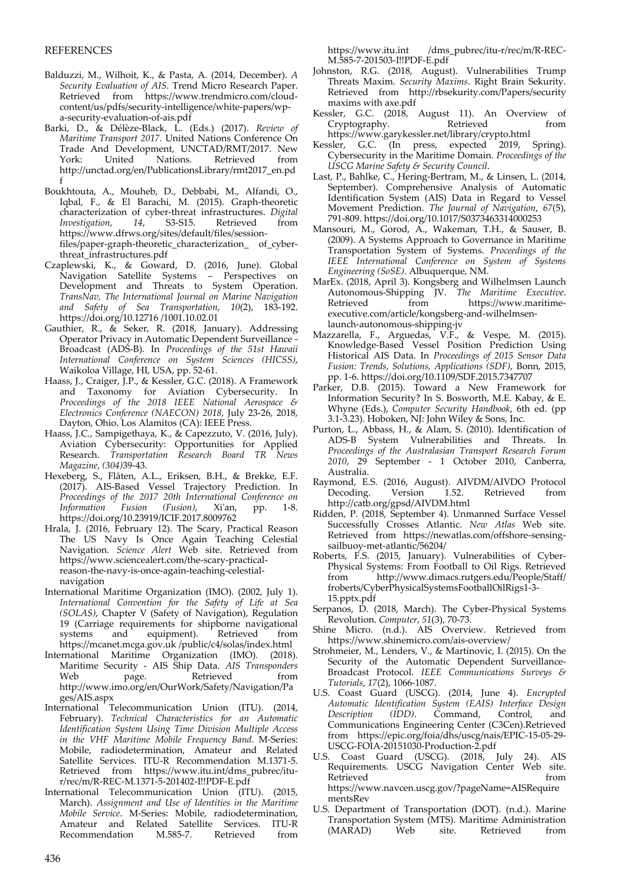## REFERENCES

Balduzzi, M., Wilhoit, K., & Pasta, A. (2014, December). *A Security Evaluation of AIS*. Trend Micro Research Paper. Retrieved from https://www.trendmicro.com/cloud-content/us/pdfs/security-intelligence/white-papers/wp-a-security-evaluation-of-ais.pdf

Barki, D., & Délèze-Black, L. (Eds.) (2017). *Review of Maritime Transport 2017*. United Nations Conference On Trade And Development, UNCTAD/RMT/2017. New York: United Nations. Retrieved from http://unctad.org/en/PublicationsLibrary/rmt2017_en.pdf

Boukhtouta, A., Mouheb, D., Debbabi, M., Alfandi, O., Iqbal, F., & El Barachi, M. (2015). Graph-theoretic characterization of cyber-threat infrastructures. *Digital Investigation*, *14*, S3-S15. Retrieved from https://www.dfrws.org/sites/default/files/session-files/paper-graph-theoretic_characterization_ of_cyber-threat_infrastructures.pdf

Czaplewski, K., & Goward, D. (2016, June). Global Navigation Satellite Systems – Perspectives on Development and Threats to System Operation. *TransNav, The International Journal on Marine Navigation and Safety of Sea Transportation*, *10*(2), 183-192. https://doi.org/10.12716 /1001.10.02.01

Gauthier, R., & Seker, R. (2018, January). Addressing Operator Privacy in Automatic Dependent Surveillance - Broadcast (ADS-B). In *Proceedings of the 51st Hawaii International Conference on System Sciences (HICSS)*, Waikoloa Village, HI, USA, pp. 52-61.

Haass, J., Craiger, J.P., & Kessler, G.C. (2018). A Framework and Taxonomy for Aviation Cybersecurity. In *Proceedings of the 2018 IEEE National Aerospace & Electronics Conference (NAECON) 2018*, July 23-26, 2018, Dayton, Ohio. Los Alamitos (CA): IEEE Press.

Haass, J.C., Sampigethaya, K., & Capezzuto, V. (2016, July). Aviation Cybersecurity: Opportunities for Applied Research. *Transportation Research Board TR News Magazine*, *(304)*39-43.

Hexeberg, S., Flåten, A.L., Eriksen, B.H., & Brekke, E.F. (2017). AIS-Based Vessel Trajectory Prediction. In *Proceedings of the 2017 20th International Conference on Information Fusion (Fusion)*, Xi'an, pp. 1-8. https://doi.org/10.23919/ICIF.2017.8009762

Hrala, J. (2016, February 12). The Scary, Practical Reason The US Navy Is Once Again Teaching Celestial Navigation. *Science Alert* Web site. Retrieved from https://www.sciencealert.com/the-scary-practical-reason-the-navy-is-once-again-teaching-celestial-navigation

International Maritime Organization (IMO). (2002, July 1). *International Convention for the Safety of Life at Sea (SOLAS)*, Chapter V (Safety of Navigation), Regulation 19 (Carriage requirements for shipborne navigational systems and equipment). Retrieved from https://mcanet.mcga.gov.uk /public/c4/solas/index.html

International Maritime Organization (IMO). (2018). Maritime Security - AIS Ship Data. *AIS Transponders* Web page. Retrieved from http://www.imo.org/en/OurWork/Safety/Navigation/Pages/AIS.aspx

International Telecommunication Union (ITU). (2014, February). *Technical Characteristics for an Automatic Identification System Using Time Division Multiple Access in the VHF Maritime Mobile Frequency Band*. M-Series: Mobile, radiodetermination, Amateur and Related Satellite Services. ITU-R Recommendation M.1371-5. Retrieved from https://www.itu.int/dms_pubrec/itu-r/rec/m/R-REC-M.1371-5-201402-I!!PDF-E.pdf

International Telecommunication Union (ITU). (2015, March). *Assignment and Use of Identities in the Maritime Mobile Service*. M-Series: Mobile, radiodetermination, Amateur and Related Satellite Services. ITU-R Recommendation M.585-7. Retrieved from https://www.itu.int /dms_pubrec/itu-r/rec/m/R-REC-M.585-7-201503-I!!PDF-E.pdf

Johnston, R.G. (2018, August). Vulnerabilities Trump Threats Maxim. *Security Maxims*. Right Brain Sekurity. Retrieved from http://rbsekurity.com/Papers/security maxims with axe.pdf

Kessler, G.C. (2018, August 11). An Overview of Cryptography. Retrieved from https://www.garykessler.net/library/crypto.html

Kessler, G.C. (In press, expected 2019, Spring). Cybersecurity in the Maritime Domain. *Proceedings of the USCG Marine Safety & Security Council*.

Last, P., Bahlke, C., Hering-Bertram, M., & Linsen, L. (2014, September). Comprehensive Analysis of Automatic Identification System (AIS) Data in Regard to Vessel Movement Prediction. *The Journal of Navigation*, *67*(5), 791-809. https://doi.org/10.1017/S0373463314000253

Mansouri, M., Gorod, A., Wakeman, T.H., & Sauser, B. (2009). A Systems Approach to Governance in Maritime Transportation System of Systems. *Proceedings of the IEEE International Conference on System of Systems Engineering (SoSE)*. Albuquerque, NM.

MarEx. (2018, April 3). Kongsberg and Wilhelmsen Launch Autonomous-Shipping JV. *The Maritime Executive*. Retrieved from https://www.maritime-executive.com/article/kongsberg-and-wilhelmsen-launch-autonomous-shipping-jv

Mazzarella, F., Arguedas, V.F., & Vespe, M. (2015). Knowledge-Based Vessel Position Prediction Using Historical AIS Data. In *Proceedings of 2015 Sensor Data Fusion: Trends, Solutions, Applications (SDF)*, Bonn, 2015, pp. 1-6. https://doi.org/10.1109/SDF.2015.7347707

Parker, D.B. (2015). Toward a New Framework for Information Security? In S. Bosworth, M.E. Kabay, & E. Whyne (Eds.), *Computer Security Handbook*, 6th ed. (pp 3.1-3.23). Hoboken, NJ: John Wiley & Sons, Inc.

Purton, L., Abbass, H., & Alam, S. (2010). Identification of ADS-B System Vulnerabilities and Threats. In *Proceedings of the Australasian Transport Research Forum 2010*, 29 September - 1 October 2010, Canberra, Australia.

Raymond, E.S. (2016, August). AIVDM/AIVDO Protocol Decoding. Version 1.52. Retrieved from http://catb.org/gpsd/AIVDM.html

Ridden, P. (2018, September 4). Unmanned Surface Vessel Successfully Crosses Atlantic. *New Atlas* Web site. Retrieved from https://newatlas.com/offshore-sensing-sailbuoy-met-atlantic/56204/

Roberts, F.S. (2015, January). Vulnerabilities of Cyber-Physical Systems: From Football to Oil Rigs. Retrieved from http://www.dimacs.rutgers.edu/People/Staff/ froberts/CyberPhysicalSystemsFootballOilRigs1-3-15.pptx.pdf

Serpanos, D. (2018, March). The Cyber-Physical Systems Revolution. *Computer*, *51*(3), 70-73.

Shine Micro. (n.d.). AIS Overview. Retrieved from https://www.shinemicro.com/ais-overview/

Strohmeier, M., Lenders, V., & Martinovic, I. (2015). On the Security of the Automatic Dependent Surveillance-Broadcast Protocol. *IEEE Communications Surveys & Tutorials*, *17*(2), 1066-1087.

U.S. Coast Guard (USCG). (2014, June 4). *Encrypted Automatic Identification System (EAIS) Interface Design Description (IDD)*. Command, Control, and Communications Engineering Center (C3Cen).Retrieved from https://epic.org/foia/dhs/uscg/nais/EPIC-15-05-29-USCG-FOIA-20151030-Production-2.pdf

U.S. Coast Guard (USCG). (2018, July 24). AIS Requirements. USCG Navigation Center Web site. Retrieved from https://www.navcen.uscg.gov/?pageName=AISRequirementsRev

U.S. Department of Transportation (DOT). (n.d.). Marine Transportation System (MTS). Maritime Administration (MARAD) Web site. Retrieved from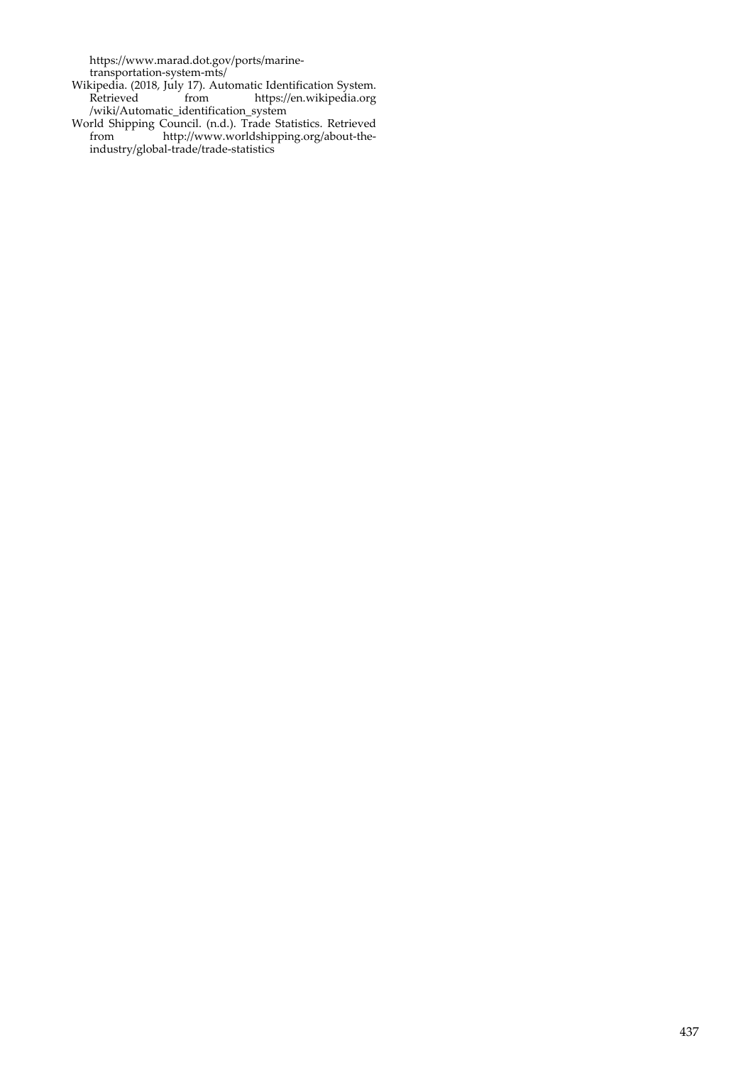https://www.marad.dot.gov/ports/marine-transportation-system-mts/

Wikipedia. (2018, July 17). Automatic Identification System. Retrieved from https://en.wikipedia.org/wiki/Automatic_identification_system

World Shipping Council. (n.d.). Trade Statistics. Retrieved from http://www.worldshipping.org/about-the-industry/global-trade/trade-statistics